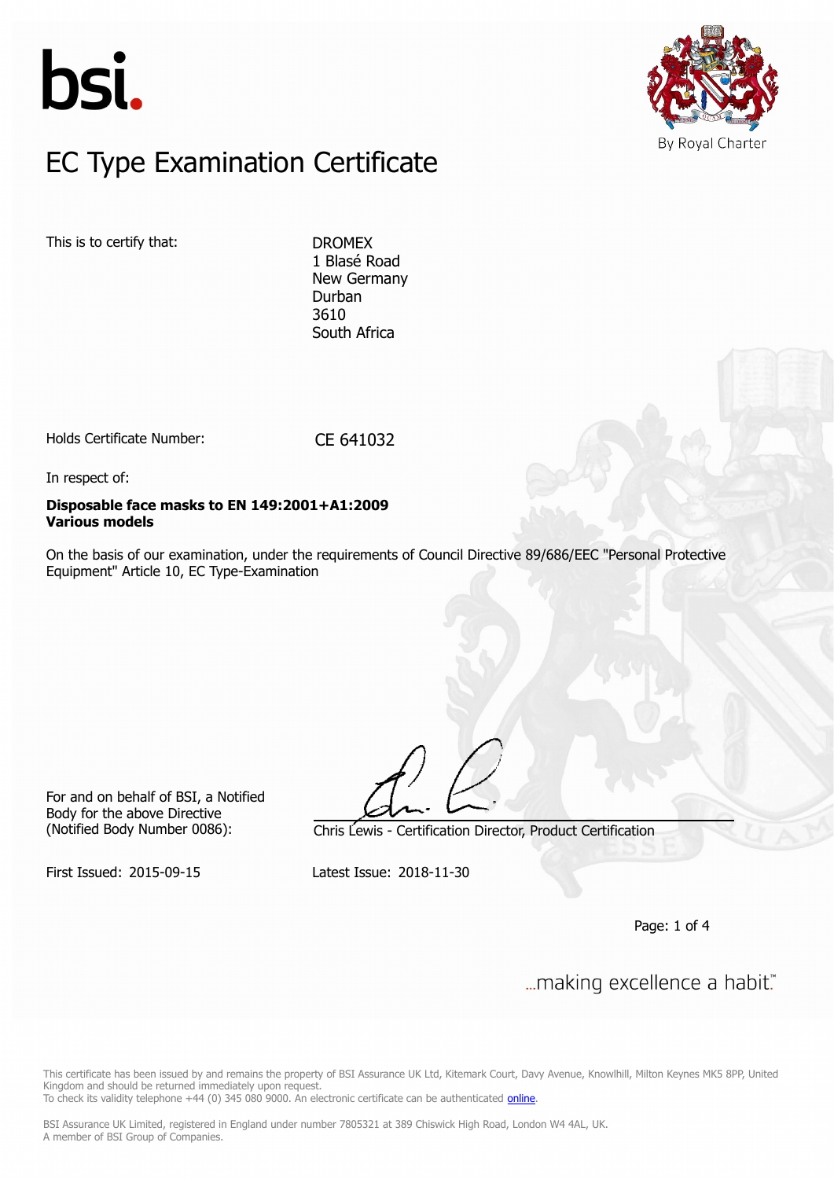bsi.

By Royal Charter

# EC Type Examination Certificate

This is to certify that:

DROMEX
1 Blasé Road
New Germany
Durban
3610
South Africa

Holds Certificate Number: CE 641032

In respect of:

**Disposable face masks to EN 149:2001+A1:2009**
**Various models**

On the basis of our examination, under the requirements of Council Directive 89/686/EEC "Personal Protective Equipment" Article 10, EC Type-Examination

For and on behalf of BSI, a Notified Body for the above Directive (Notified Body Number 0086):

Chris Lewis - Certification Director, Product Certification

First Issued: 2015-09-15

Latest Issue: 2018-11-30

...making excellence a habit.™

This certificate has been issued by and remains the property of BSI Assurance UK Ltd, Kitemark Court, Davy Avenue, Knowlhill, Milton Keynes MK5 8PP, United Kingdom and should be returned immediately upon request.
To check its validity telephone +44 (0) 345 080 9000. An electronic certificate can be authenticated online.

BSI Assurance UK Limited, registered in England under number 7805321 at 389 Chiswick High Road, London W4 4AL, UK.
A member of BSI Group of Companies.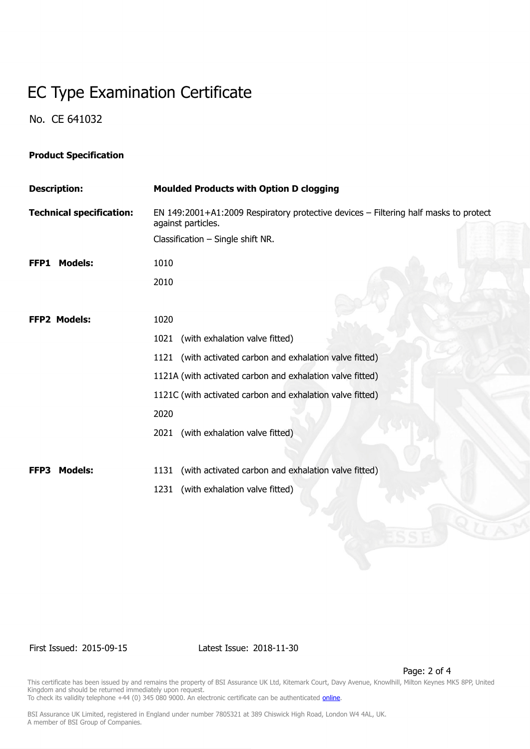# EC Type Examination Certificate

No. CE 641032

**Product Specification**

| | |
|---|---|
| **Description:** | **Moulded Products with Option D clogging** |
| **Technical specification:** | EN 149:2001+A1:2009 Respiratory protective devices – Filtering half masks to protect against particles.<br>Classification – Single shift NR. |
| **FFP1 Models:** | 1010 |
| | 2010 |
| **FFP2 Models:** | 1020 |
| | 1021 (with exhalation valve fitted) |
| | 1121 (with activated carbon and exhalation valve fitted) |
| | 1121A (with activated carbon and exhalation valve fitted) |
| | 1121C (with activated carbon and exhalation valve fitted) |
| | 2020 |
| | 2021 (with exhalation valve fitted) |
| **FFP3 Models:** | 1131 (with activated carbon and exhalation valve fitted) |
| | 1231 (with exhalation valve fitted) |

First Issued: 2015-09-15 Latest Issue: 2018-11-30

This certificate has been issued by and remains the property of BSI Assurance UK Ltd, Kitemark Court, Davy Avenue, Knowlhill, Milton Keynes MK5 8PP, United Kingdom and should be returned immediately upon request.
To check its validity telephone +44 (0) 345 080 9000. An electronic certificate can be authenticated online.

BSI Assurance UK Limited, registered in England under number 7805321 at 389 Chiswick High Road, London W4 4AL, UK.
A member of BSI Group of Companies.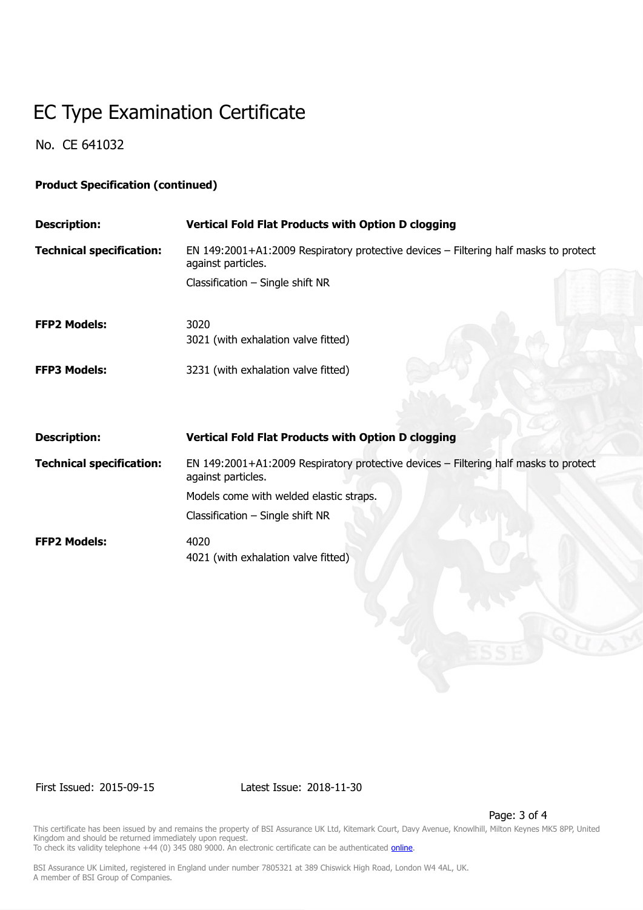# EC Type Examination Certificate

No. CE 641032

**Product Specification (continued)**

| | |
|---|---|
| **Description:** | **Vertical Fold Flat Products with Option D clogging** |
| **Technical specification:** | EN 149:2001+A1:2009 Respiratory protective devices – Filtering half masks to protect against particles.<br>Classification – Single shift NR |
| **FFP2 Models:** | 3020<br>3021 (with exhalation valve fitted) |
| **FFP3 Models:** | 3231 (with exhalation valve fitted) |

| | |
|---|---|
| **Description:** | **Vertical Fold Flat Products with Option D clogging** |
| **Technical specification:** | EN 149:2001+A1:2009 Respiratory protective devices – Filtering half masks to protect against particles.<br>Models come with welded elastic straps.<br>Classification – Single shift NR |
| **FFP2 Models:** | 4020<br>4021 (with exhalation valve fitted) |

First Issued: 2015-09-15 Latest Issue: 2018-11-30

This certificate has been issued by and remains the property of BSI Assurance UK Ltd, Kitemark Court, Davy Avenue, Knowlhill, Milton Keynes MK5 8PP, United Kingdom and should be returned immediately upon request.
To check its validity telephone +44 (0) 345 080 9000. An electronic certificate can be authenticated online.

BSI Assurance UK Limited, registered in England under number 7805321 at 389 Chiswick High Road, London W4 4AL, UK.
A member of BSI Group of Companies.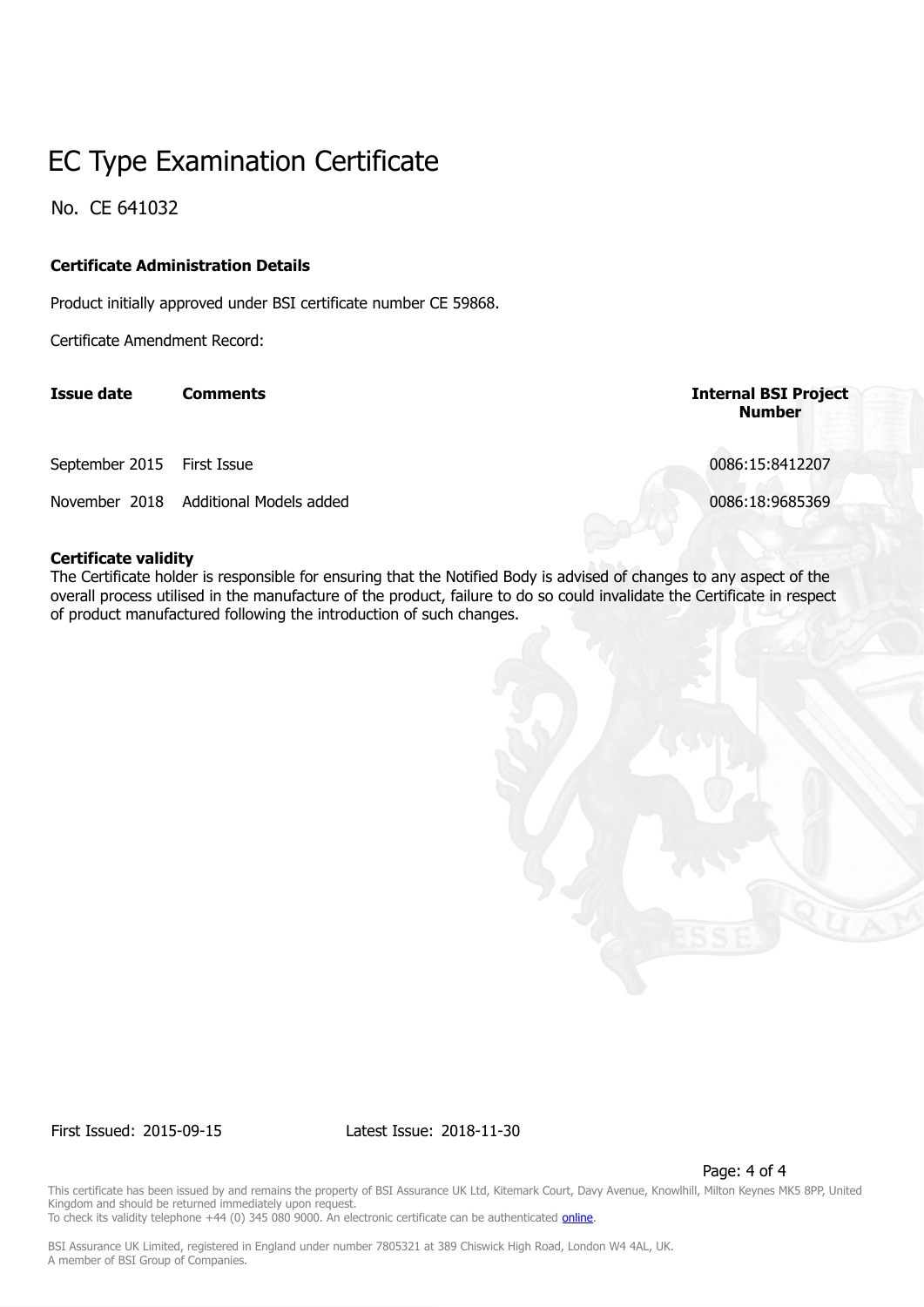# EC Type Examination Certificate

No. CE 641032

### Certificate Administration Details

Product initially approved under BSI certificate number CE 59868.

Certificate Amendment Record:

| Issue date | Comments | Internal BSI Project Number |
|---|---|---|
| September 2015 | First Issue | 0086:15:8412207 |
| November 2018 | Additional Models added | 0086:18:9685369 |

**Certificate validity**

The Certificate holder is responsible for ensuring that the Notified Body is advised of changes to any aspect of the overall process utilised in the manufacture of the product, failure to do so could invalidate the Certificate in respect of product manufactured following the introduction of such changes.

First Issued: 2015-09-15 Latest Issue: 2018-11-30

This certificate has been issued by and remains the property of BSI Assurance UK Ltd, Kitemark Court, Davy Avenue, Knowlhill, Milton Keynes MK5 8PP, United Kingdom and should be returned immediately upon request.
To check its validity telephone +44 (0) 345 080 9000. An electronic certificate can be authenticated online.

BSI Assurance UK Limited, registered in England under number 7805321 at 389 Chiswick High Road, London W4 4AL, UK.
A member of BSI Group of Companies.